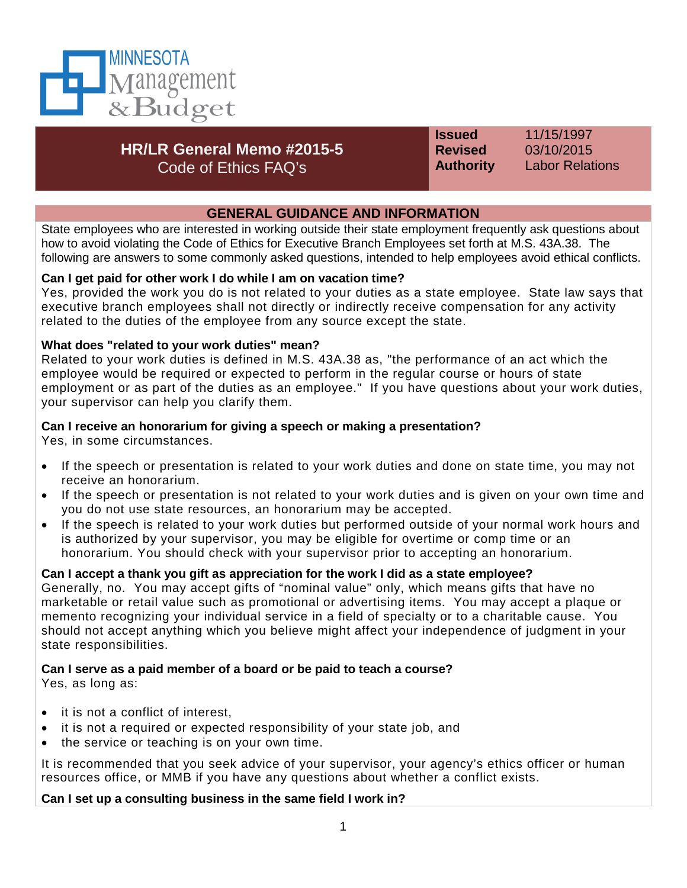MINNESOTA Management & Budget

# HR/LR General Memo #2015-5

Code of Ethics FAQ's

| | |
|---|---|
| **Issued** | 11/15/1997 |
| **Revised** | 03/10/2015 |
| **Authority** | Labor Relations |

## GENERAL GUIDANCE AND INFORMATION

State employees who are interested in working outside their state employment frequently ask questions about how to avoid violating the Code of Ethics for Executive Branch Employees set forth at M.S. 43A.38. The following are answers to some commonly asked questions, intended to help employees avoid ethical conflicts.

**Can I get paid for other work I do while I am on vacation time?**

Yes, provided the work you do is not related to your duties as a state employee. State law says that executive branch employees shall not directly or indirectly receive compensation for any activity related to the duties of the employee from any source except the state.

**What does "related to your work duties" mean?**

Related to your work duties is defined in M.S. 43A.38 as, "the performance of an act which the employee would be required or expected to perform in the regular course or hours of state employment or as part of the duties as an employee." If you have questions about your work duties, your supervisor can help you clarify them.

**Can I receive an honorarium for giving a speech or making a presentation?**

Yes, in some circumstances.

- If the speech or presentation is related to your work duties and done on state time, you may not receive an honorarium.
- If the speech or presentation is not related to your work duties and is given on your own time and you do not use state resources, an honorarium may be accepted.
- If the speech is related to your work duties but performed outside of your normal work hours and is authorized by your supervisor, you may be eligible for overtime or comp time or an honorarium. You should check with your supervisor prior to accepting an honorarium.

**Can I accept a thank you gift as appreciation for the work I did as a state employee?**

Generally, no. You may accept gifts of "nominal value" only, which means gifts that have no marketable or retail value such as promotional or advertising items. You may accept a plaque or memento recognizing your individual service in a field of specialty or to a charitable cause. You should not accept anything which you believe might affect your independence of judgment in your state responsibilities.

**Can I serve as a paid member of a board or be paid to teach a course?**

Yes, as long as:

- it is not a conflict of interest,
- it is not a required or expected responsibility of your state job, and
- the service or teaching is on your own time.

It is recommended that you seek advice of your supervisor, your agency's ethics officer or human resources office, or MMB if you have any questions about whether a conflict exists.

**Can I set up a consulting business in the same field I work in?**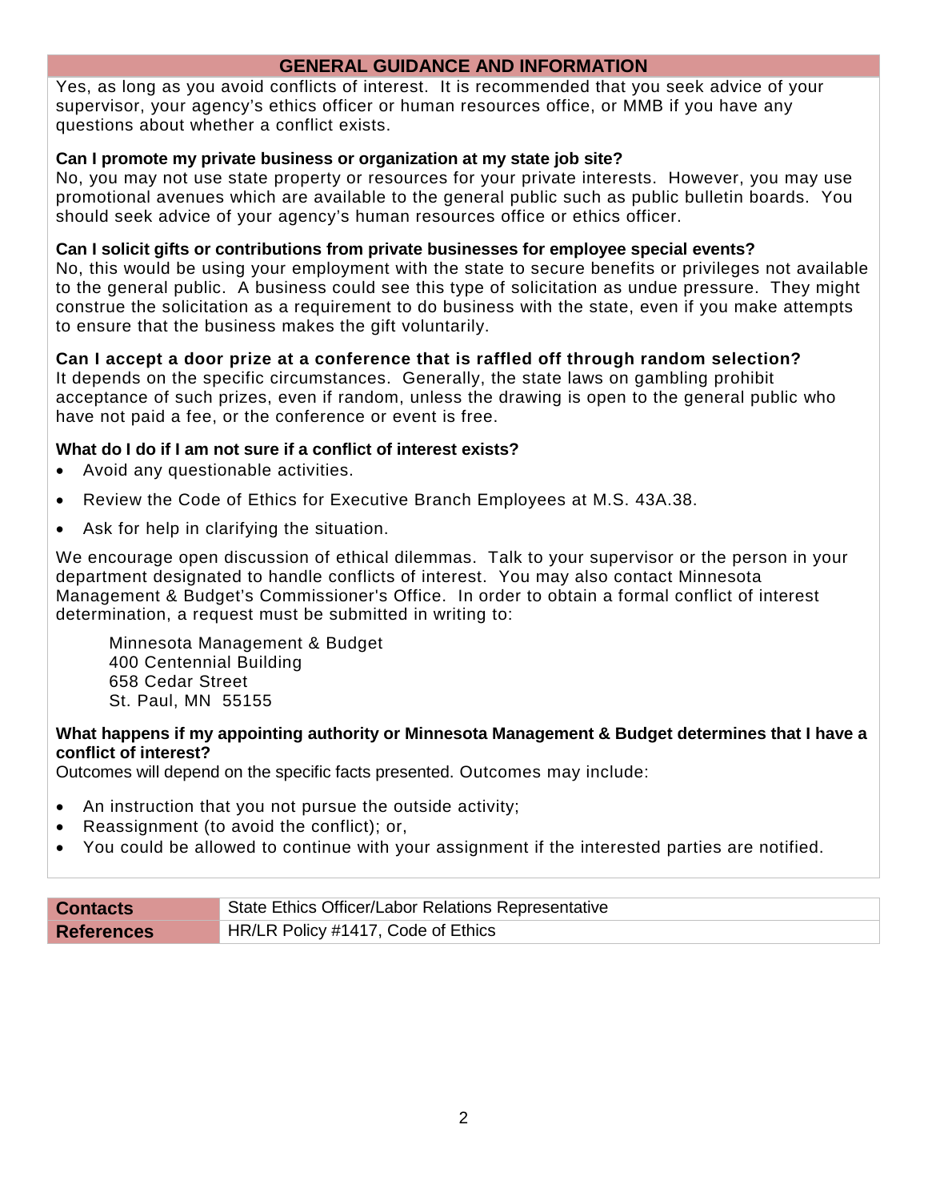## GENERAL GUIDANCE AND INFORMATION

Yes, as long as you avoid conflicts of interest. It is recommended that you seek advice of your supervisor, your agency's ethics officer or human resources office, or MMB if you have any questions about whether a conflict exists.

**Can I promote my private business or organization at my state job site?**
No, you may not use state property or resources for your private interests. However, you may use promotional avenues which are available to the general public such as public bulletin boards. You should seek advice of your agency's human resources office or ethics officer.

**Can I solicit gifts or contributions from private businesses for employee special events?**
No, this would be using your employment with the state to secure benefits or privileges not available to the general public. A business could see this type of solicitation as undue pressure. They might construe the solicitation as a requirement to do business with the state, even if you make attempts to ensure that the business makes the gift voluntarily.

**Can I accept a door prize at a conference that is raffled off through random selection?**
It depends on the specific circumstances. Generally, the state laws on gambling prohibit acceptance of such prizes, even if random, unless the drawing is open to the general public who have not paid a fee, or the conference or event is free.

**What do I do if I am not sure if a conflict of interest exists?**

- Avoid any questionable activities.
- Review the Code of Ethics for Executive Branch Employees at M.S. 43A.38.
- Ask for help in clarifying the situation.

We encourage open discussion of ethical dilemmas. Talk to your supervisor or the person in your department designated to handle conflicts of interest. You may also contact Minnesota Management & Budget's Commissioner's Office. In order to obtain a formal conflict of interest determination, a request must be submitted in writing to:

Minnesota Management & Budget
400 Centennial Building
658 Cedar Street
St. Paul, MN 55155

**What happens if my appointing authority or Minnesota Management & Budget determines that I have a conflict of interest?**
Outcomes will depend on the specific facts presented. Outcomes may include:

- An instruction that you not pursue the outside activity;
- Reassignment (to avoid the conflict); or,
- You could be allowed to continue with your assignment if the interested parties are notified.

| | |
|---|---|
| **Contacts** | State Ethics Officer/Labor Relations Representative |
| **References** | HR/LR Policy #1417, Code of Ethics |